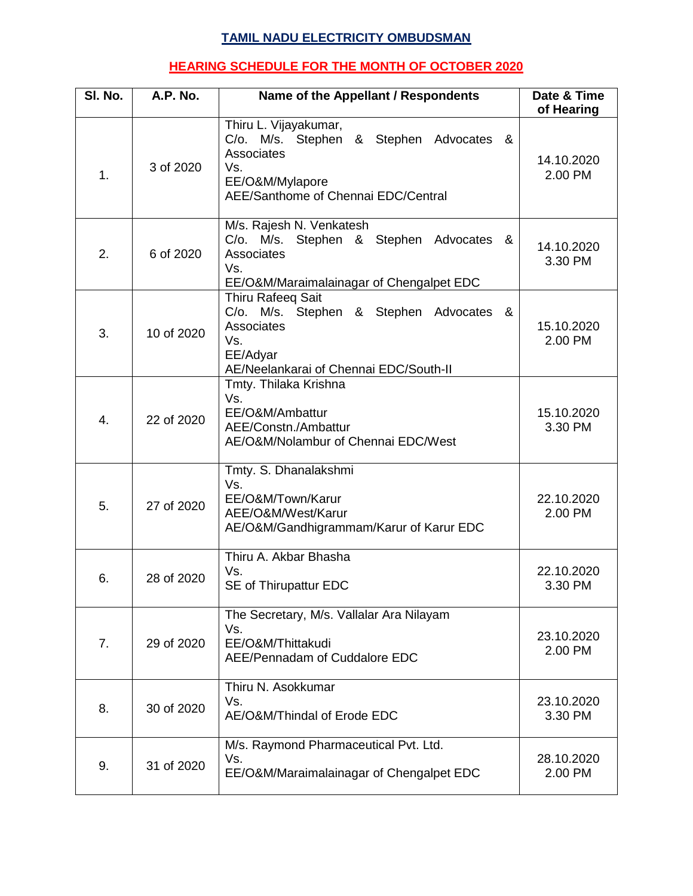# TAMIL NADU ELECTRICITY OMBUDSMAN

## HEARING SCHEDULE FOR THE MONTH OF OCTOBER 2020

| Sl. No. | A.P. No. | Name of the Appellant / Respondents | Date & Time of Hearing |
|---|---|---|---|
| 1. | 3 of 2020 | Thiru L. Vijayakumar,<br>C/o. M/s. Stephen & Stephen Advocates & Associates<br>Vs.<br>EE/O&M/Mylapore<br>AEE/Santhome of Chennai EDC/Central | 14.10.2020<br>2.00 PM |
| 2. | 6 of 2020 | M/s. Rajesh N. Venkatesh<br>C/o. M/s. Stephen & Stephen Advocates & Associates<br>Vs.<br>EE/O&M/Maraimalainagar of Chengalpet EDC | 14.10.2020<br>3.30 PM |
| 3. | 10 of 2020 | Thiru Rafeeq Sait<br>C/o. M/s. Stephen & Stephen Advocates & Associates<br>Vs.<br>EE/Adyar<br>AE/Neelankarai of Chennai EDC/South-II | 15.10.2020<br>2.00 PM |
| 4. | 22 of 2020 | Tmty. Thilaka Krishna<br>Vs.<br>EE/O&M/Ambattur<br>AEE/Constn./Ambattur<br>AE/O&M/Nolambur of Chennai EDC/West | 15.10.2020<br>3.30 PM |
| 5. | 27 of 2020 | Tmty. S. Dhanalakshmi<br>Vs.<br>EE/O&M/Town/Karur<br>AEE/O&M/West/Karur<br>AE/O&M/Gandhigrammam/Karur of Karur EDC | 22.10.2020<br>2.00 PM |
| 6. | 28 of 2020 | Thiru A. Akbar Bhasha<br>Vs.<br>SE of Thirupattur EDC | 22.10.2020<br>3.30 PM |
| 7. | 29 of 2020 | The Secretary, M/s. Vallalar Ara Nilayam<br>Vs.<br>EE/O&M/Thittakudi<br>AEE/Pennadam of Cuddalore EDC | 23.10.2020<br>2.00 PM |
| 8. | 30 of 2020 | Thiru N. Asokkumar<br>Vs.<br>AE/O&M/Thindal of Erode EDC | 23.10.2020<br>3.30 PM |
| 9. | 31 of 2020 | M/s. Raymond Pharmaceutical Pvt. Ltd.<br>Vs.<br>EE/O&M/Maraimalainagar of Chengalpet EDC | 28.10.2020<br>2.00 PM |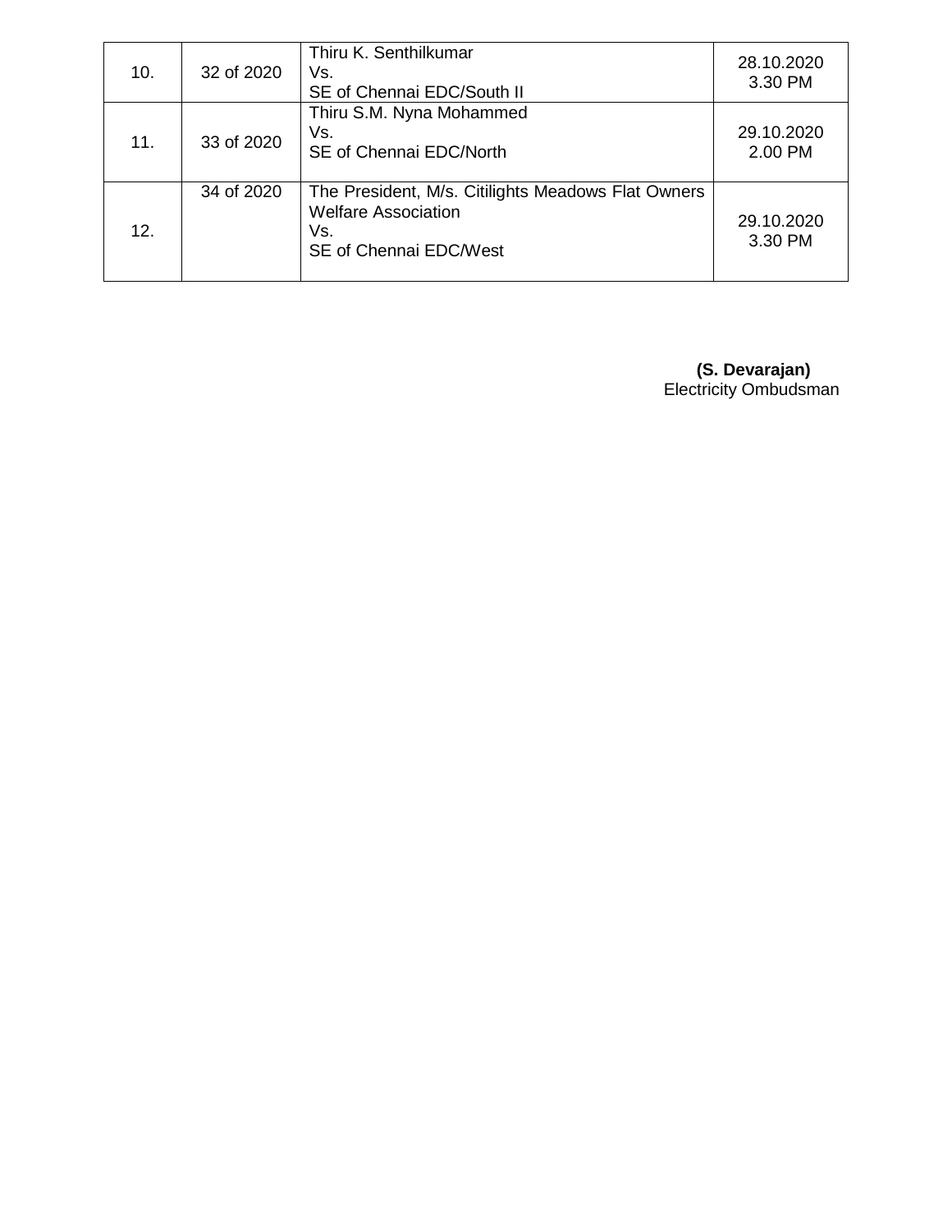| | | | |
|---|---|---|---|
| 10. | 32 of 2020 | Thiru K. Senthilkumar<br>Vs.<br>SE of Chennai EDC/South II | 28.10.2020<br>3.30 PM |
| 11. | 33 of 2020 | Thiru S.M. Nyna Mohammed<br>Vs.<br>SE of Chennai EDC/North | 29.10.2020<br>2.00 PM |
| 12. | 34 of 2020 | The President, M/s. Citilights Meadows Flat Owners Welfare Association<br>Vs.<br>SE of Chennai EDC/West | 29.10.2020<br>3.30 PM |

**(S. Devarajan)**
Electricity Ombudsman